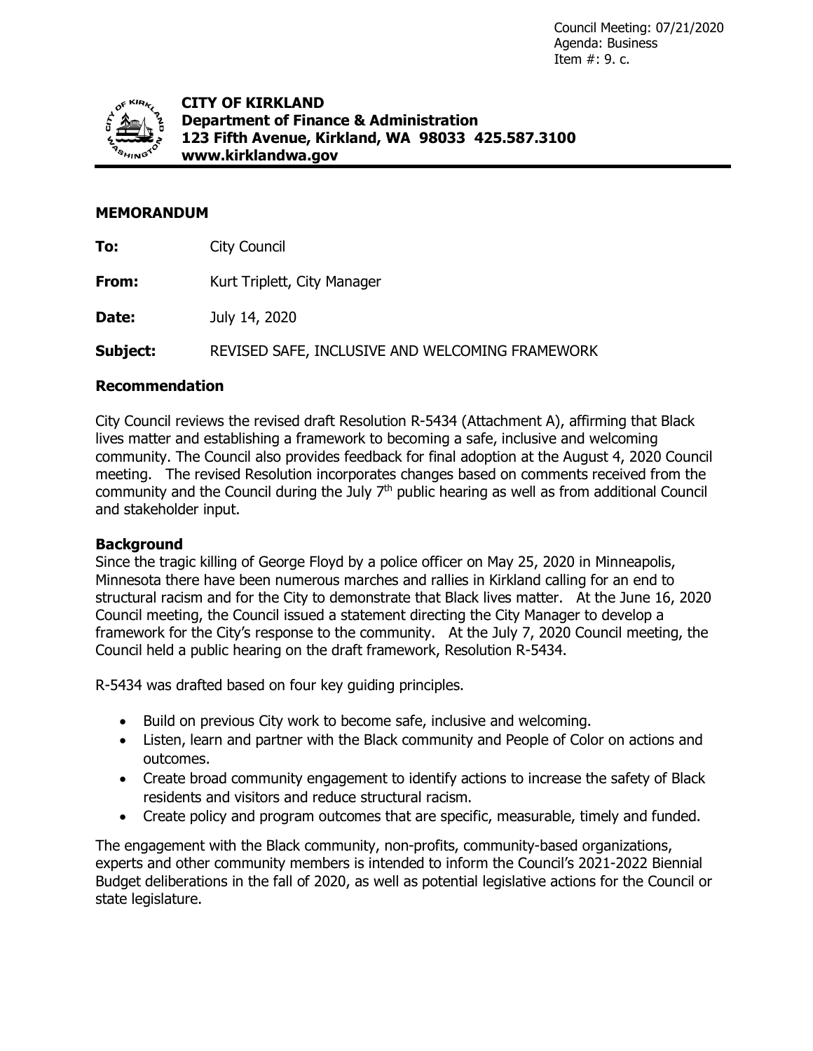Council Meeting: 07/21/2020
Agenda: Business
Item #: 9. c.

**CITY OF KIRKLAND**
**Department of Finance & Administration**
**123 Fifth Avenue, Kirkland, WA 98033 425.587.3100**
**www.kirklandwa.gov**

## MEMORANDUM

**To:** City Council

**From:** Kurt Triplett, City Manager

**Date:** July 14, 2020

**Subject:** REVISED SAFE, INCLUSIVE AND WELCOMING FRAMEWORK

### Recommendation

City Council reviews the revised draft Resolution R-5434 (Attachment A), affirming that Black lives matter and establishing a framework to becoming a safe, inclusive and welcoming community. The Council also provides feedback for final adoption at the August 4, 2020 Council meeting. The revised Resolution incorporates changes based on comments received from the community and the Council during the July 7th public hearing as well as from additional Council and stakeholder input.

### Background

Since the tragic killing of George Floyd by a police officer on May 25, 2020 in Minneapolis, Minnesota there have been numerous marches and rallies in Kirkland calling for an end to structural racism and for the City to demonstrate that Black lives matter. At the June 16, 2020 Council meeting, the Council issued a statement directing the City Manager to develop a framework for the City's response to the community. At the July 7, 2020 Council meeting, the Council held a public hearing on the draft framework, Resolution R-5434.

R-5434 was drafted based on four key guiding principles.

- Build on previous City work to become safe, inclusive and welcoming.
- Listen, learn and partner with the Black community and People of Color on actions and outcomes.
- Create broad community engagement to identify actions to increase the safety of Black residents and visitors and reduce structural racism.
- Create policy and program outcomes that are specific, measurable, timely and funded.

The engagement with the Black community, non-profits, community-based organizations, experts and other community members is intended to inform the Council's 2021-2022 Biennial Budget deliberations in the fall of 2020, as well as potential legislative actions for the Council or state legislature.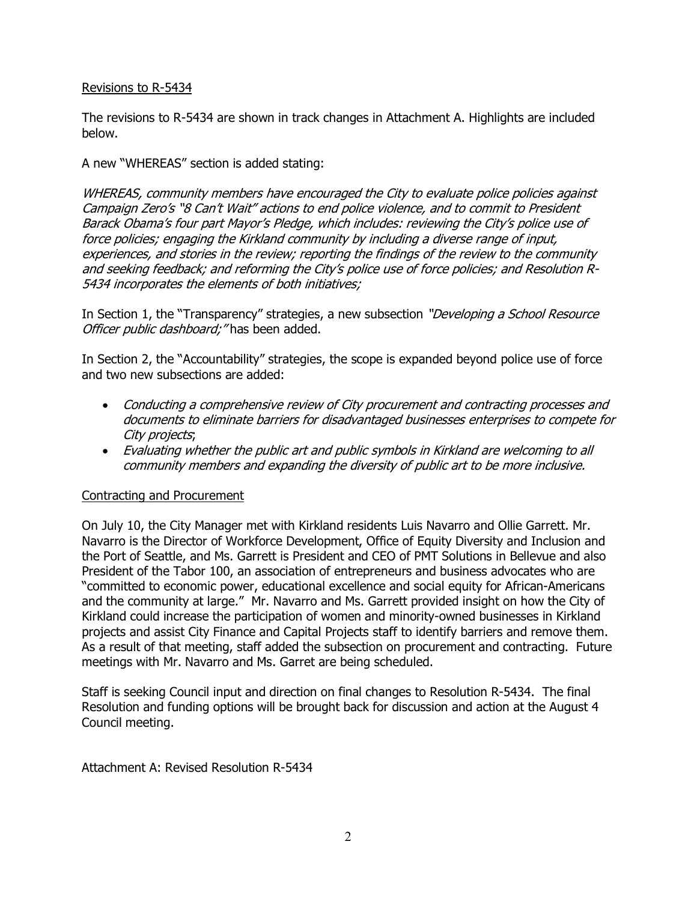Revisions to R-5434

The revisions to R-5434 are shown in track changes in Attachment A. Highlights are included below.

A new "WHEREAS" section is added stating:

*WHEREAS, community members have encouraged the City to evaluate police policies against Campaign Zero's "8 Can't Wait" actions to end police violence, and to commit to President Barack Obama's four part Mayor's Pledge, which includes: reviewing the City's police use of force policies; engaging the Kirkland community by including a diverse range of input, experiences, and stories in the review; reporting the findings of the review to the community and seeking feedback; and reforming the City's police use of force policies; and Resolution R-5434 incorporates the elements of both initiatives;*

In Section 1, the "Transparency" strategies, a new subsection *"Developing a School Resource Officer public dashboard;"* has been added.

In Section 2, the "Accountability" strategies, the scope is expanded beyond police use of force and two new subsections are added:

- *Conducting a comprehensive review of City procurement and contracting processes and documents to eliminate barriers for disadvantaged businesses enterprises to compete for City projects*;
- *Evaluating whether the public art and public symbols in Kirkland are welcoming to all community members and expanding the diversity of public art to be more inclusive.*

Contracting and Procurement

On July 10, the City Manager met with Kirkland residents Luis Navarro and Ollie Garrett. Mr. Navarro is the Director of Workforce Development, Office of Equity Diversity and Inclusion and the Port of Seattle, and Ms. Garrett is President and CEO of PMT Solutions in Bellevue and also President of the Tabor 100, an association of entrepreneurs and business advocates who are "committed to economic power, educational excellence and social equity for African-Americans and the community at large." Mr. Navarro and Ms. Garrett provided insight on how the City of Kirkland could increase the participation of women and minority-owned businesses in Kirkland projects and assist City Finance and Capital Projects staff to identify barriers and remove them. As a result of that meeting, staff added the subsection on procurement and contracting. Future meetings with Mr. Navarro and Ms. Garret are being scheduled.

Staff is seeking Council input and direction on final changes to Resolution R-5434. The final Resolution and funding options will be brought back for discussion and action at the August 4 Council meeting.

Attachment A: Revised Resolution R-5434